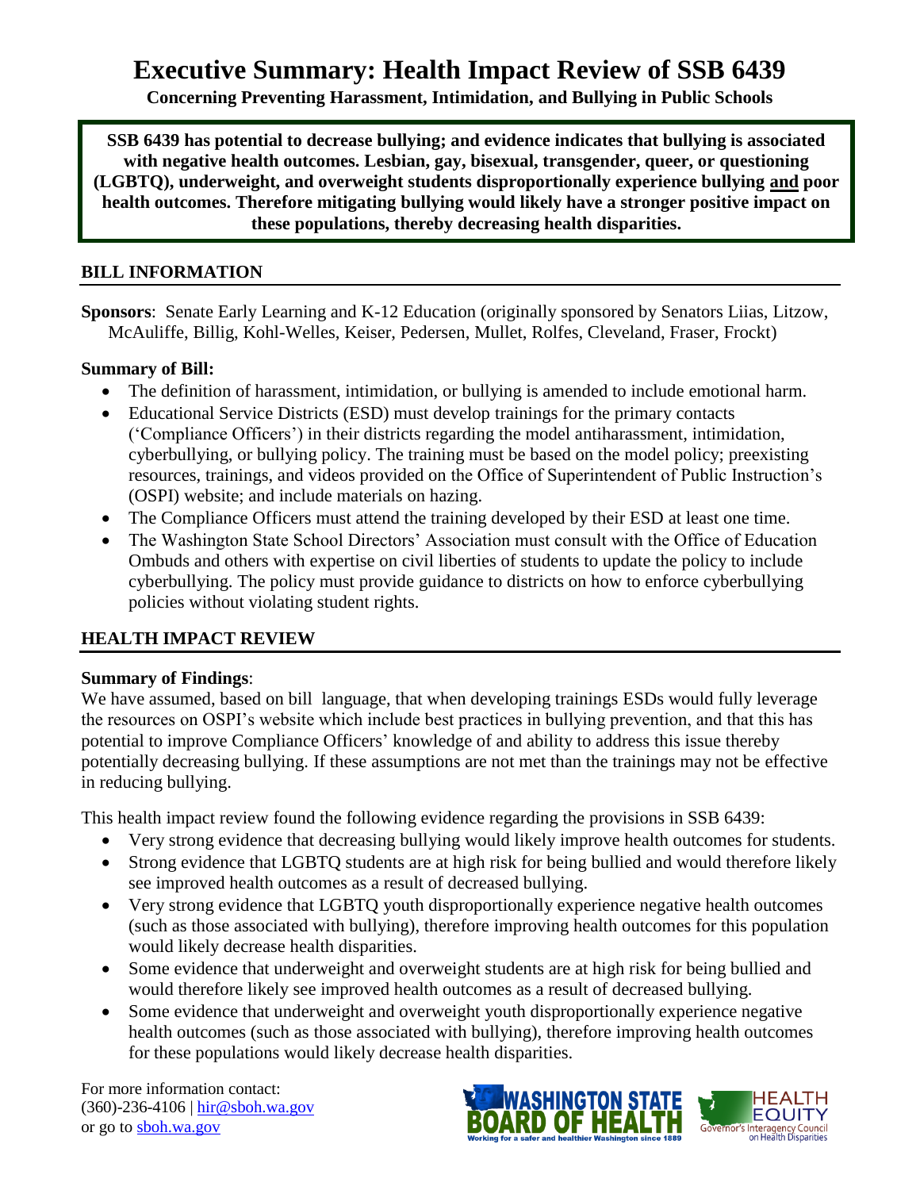# Executive Summary: Health Impact Review of SSB 6439

**Concerning Preventing Harassment, Intimidation, and Bullying in Public Schools**

**SSB 6439 has potential to decrease bullying; and evidence indicates that bullying is associated with negative health outcomes. Lesbian, gay, bisexual, transgender, queer, or questioning (LGBTQ), underweight, and overweight students disproportionally experience bullying and poor health outcomes. Therefore mitigating bullying would likely have a stronger positive impact on these populations, thereby decreasing health disparities.**

## BILL INFORMATION

**Sponsors**: Senate Early Learning and K-12 Education (originally sponsored by Senators Liias, Litzow, McAuliffe, Billig, Kohl-Welles, Keiser, Pedersen, Mullet, Rolfes, Cleveland, Fraser, Frockt)

**Summary of Bill:**

- The definition of harassment, intimidation, or bullying is amended to include emotional harm.
- Educational Service Districts (ESD) must develop trainings for the primary contacts ('Compliance Officers') in their districts regarding the model antiharassment, intimidation, cyberbullying, or bullying policy. The training must be based on the model policy; preexisting resources, trainings, and videos provided on the Office of Superintendent of Public Instruction's (OSPI) website; and include materials on hazing.
- The Compliance Officers must attend the training developed by their ESD at least one time.
- The Washington State School Directors' Association must consult with the Office of Education Ombuds and others with expertise on civil liberties of students to update the policy to include cyberbullying. The policy must provide guidance to districts on how to enforce cyberbullying policies without violating student rights.

## HEALTH IMPACT REVIEW

**Summary of Findings**:

We have assumed, based on bill language, that when developing trainings ESDs would fully leverage the resources on OSPI's website which include best practices in bullying prevention, and that this has potential to improve Compliance Officers' knowledge of and ability to address this issue thereby potentially decreasing bullying. If these assumptions are not met than the trainings may not be effective in reducing bullying.

This health impact review found the following evidence regarding the provisions in SSB 6439:

- Very strong evidence that decreasing bullying would likely improve health outcomes for students.
- Strong evidence that LGBTQ students are at high risk for being bullied and would therefore likely see improved health outcomes as a result of decreased bullying.
- Very strong evidence that LGBTQ youth disproportionally experience negative health outcomes (such as those associated with bullying), therefore improving health outcomes for this population would likely decrease health disparities.
- Some evidence that underweight and overweight students are at high risk for being bullied and would therefore likely see improved health outcomes as a result of decreased bullying.
- Some evidence that underweight and overweight youth disproportionally experience negative health outcomes (such as those associated with bullying), therefore improving health outcomes for these populations would likely decrease health disparities.

For more information contact:
(360)-236-4106 | hir@sboh.wa.gov
or go to sboh.wa.gov

WASHINGTON STATE BOARD OF HEALTH — Working for a safer and healthier Washington since 1889

HEALTH EQUITY — Governor's Interagency Council on Health Disparities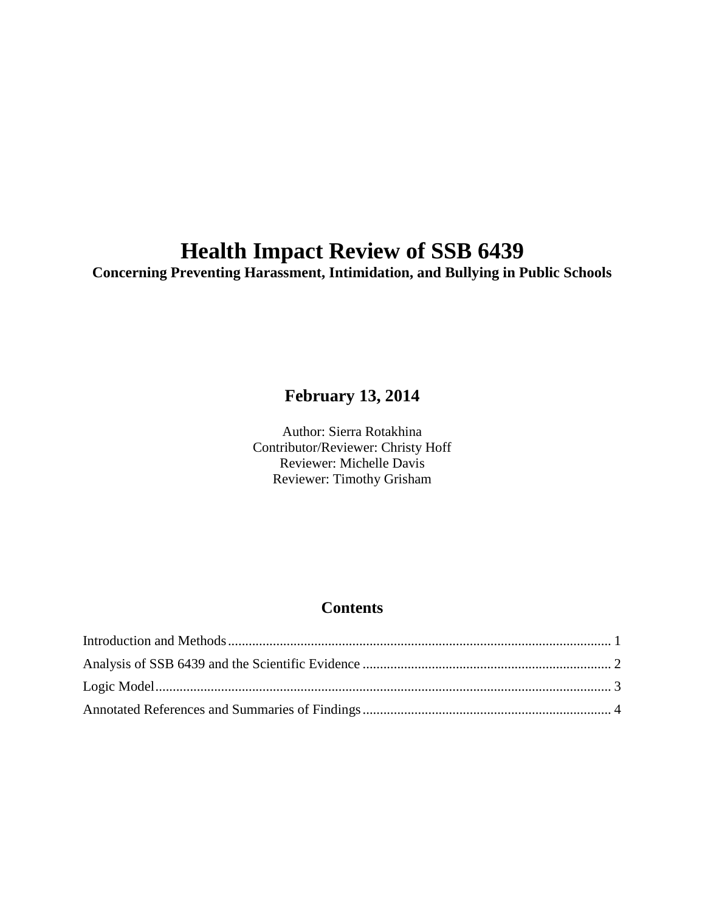# Health Impact Review of SSB 6439

**Concerning Preventing Harassment, Intimidation, and Bullying in Public Schools**

**February 13, 2014**

Author: Sierra Rotakhina
Contributor/Reviewer: Christy Hoff
Reviewer: Michelle Davis
Reviewer: Timothy Grisham

## Contents

Introduction and Methods............................................................................................................ 1
Analysis of SSB 6439 and the Scientific Evidence ........................................................................ 2
Logic Model.................................................................................................................................... 3
Annotated References and Summaries of Findings ........................................................................ 4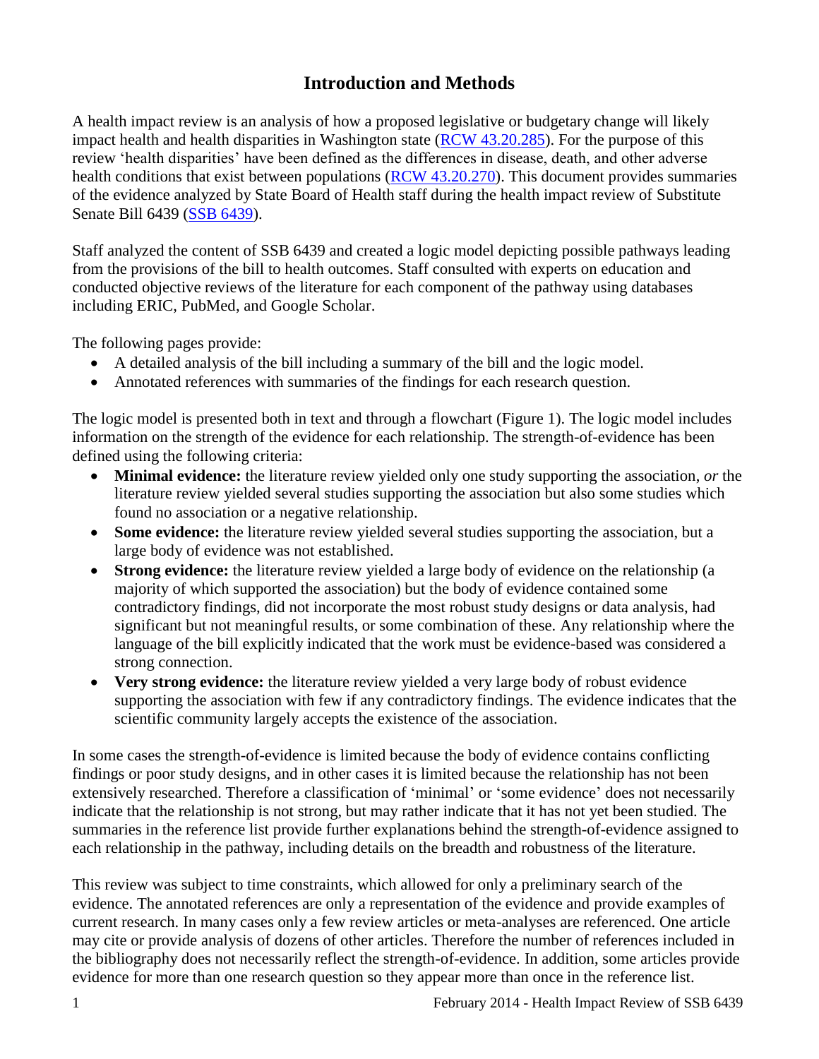# Introduction and Methods

A health impact review is an analysis of how a proposed legislative or budgetary change will likely impact health and health disparities in Washington state ([RCW 43.20.285](RCW 43.20.285)). For the purpose of this review 'health disparities' have been defined as the differences in disease, death, and other adverse health conditions that exist between populations ([RCW 43.20.270](RCW 43.20.270)). This document provides summaries of the evidence analyzed by State Board of Health staff during the health impact review of Substitute Senate Bill 6439 ([SSB 6439](SSB 6439)).

Staff analyzed the content of SSB 6439 and created a logic model depicting possible pathways leading from the provisions of the bill to health outcomes. Staff consulted with experts on education and conducted objective reviews of the literature for each component of the pathway using databases including ERIC, PubMed, and Google Scholar.

The following pages provide:

- A detailed analysis of the bill including a summary of the bill and the logic model.
- Annotated references with summaries of the findings for each research question.

The logic model is presented both in text and through a flowchart (Figure 1). The logic model includes information on the strength of the evidence for each relationship. The strength-of-evidence has been defined using the following criteria:

- **Minimal evidence:** the literature review yielded only one study supporting the association, *or* the literature review yielded several studies supporting the association but also some studies which found no association or a negative relationship.
- **Some evidence:** the literature review yielded several studies supporting the association, but a large body of evidence was not established.
- **Strong evidence:** the literature review yielded a large body of evidence on the relationship (a majority of which supported the association) but the body of evidence contained some contradictory findings, did not incorporate the most robust study designs or data analysis, had significant but not meaningful results, or some combination of these. Any relationship where the language of the bill explicitly indicated that the work must be evidence-based was considered a strong connection.
- **Very strong evidence:** the literature review yielded a very large body of robust evidence supporting the association with few if any contradictory findings. The evidence indicates that the scientific community largely accepts the existence of the association.

In some cases the strength-of-evidence is limited because the body of evidence contains conflicting findings or poor study designs, and in other cases it is limited because the relationship has not been extensively researched. Therefore a classification of 'minimal' or 'some evidence' does not necessarily indicate that the relationship is not strong, but may rather indicate that it has not yet been studied. The summaries in the reference list provide further explanations behind the strength-of-evidence assigned to each relationship in the pathway, including details on the breadth and robustness of the literature.

This review was subject to time constraints, which allowed for only a preliminary search of the evidence. The annotated references are only a representation of the evidence and provide examples of current research. In many cases only a few review articles or meta-analyses are referenced. One article may cite or provide analysis of dozens of other articles. Therefore the number of references included in the bibliography does not necessarily reflect the strength-of-evidence. In addition, some articles provide evidence for more than one research question so they appear more than once in the reference list.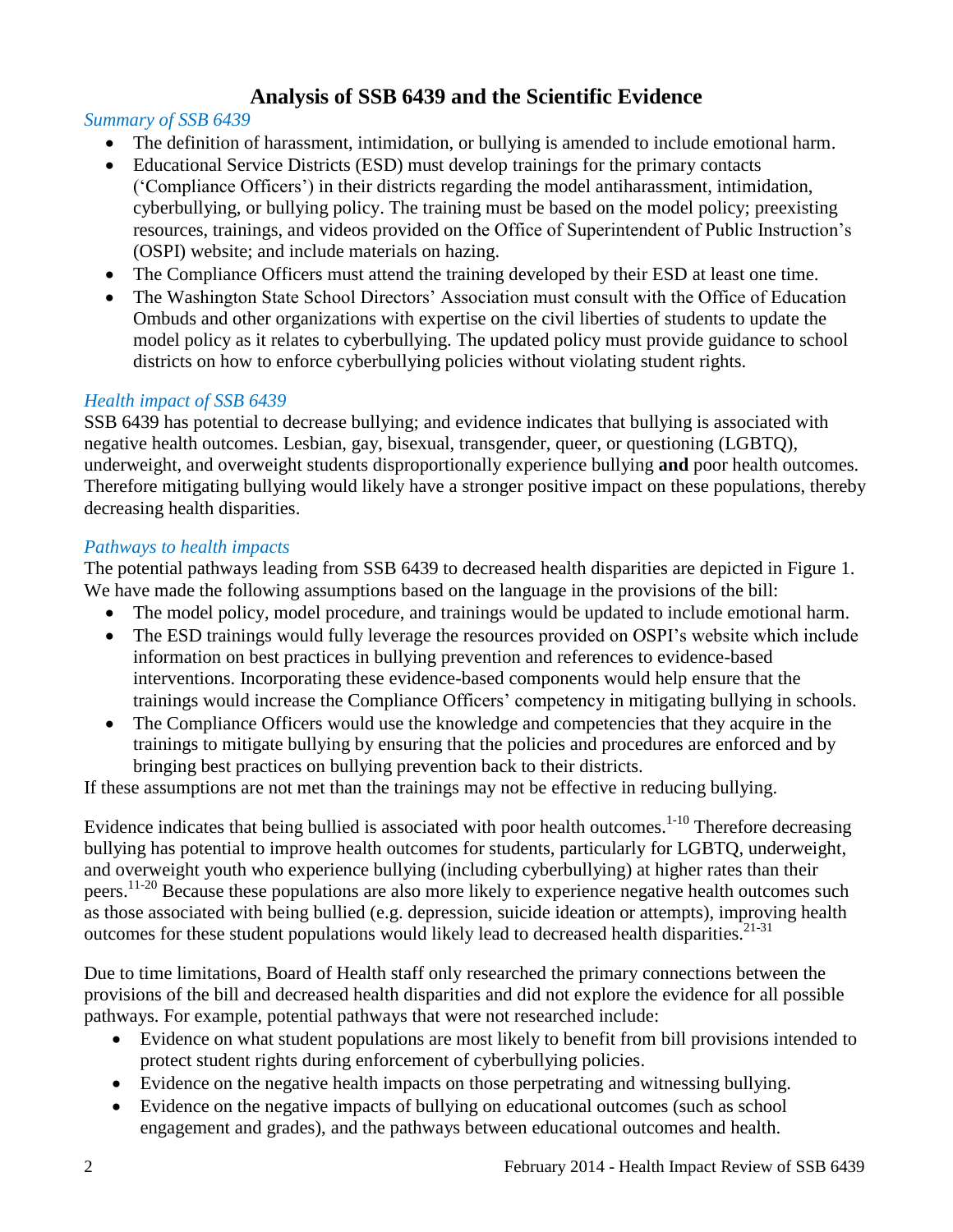# Analysis of SSB 6439 and the Scientific Evidence

*Summary of SSB 6439*

- The definition of harassment, intimidation, or bullying is amended to include emotional harm.
- Educational Service Districts (ESD) must develop trainings for the primary contacts ('Compliance Officers') in their districts regarding the model antiharassment, intimidation, cyberbullying, or bullying policy. The training must be based on the model policy; preexisting resources, trainings, and videos provided on the Office of Superintendent of Public Instruction's (OSPI) website; and include materials on hazing.
- The Compliance Officers must attend the training developed by their ESD at least one time.
- The Washington State School Directors' Association must consult with the Office of Education Ombuds and other organizations with expertise on the civil liberties of students to update the model policy as it relates to cyberbullying. The updated policy must provide guidance to school districts on how to enforce cyberbullying policies without violating student rights.

*Health impact of SSB 6439*

SSB 6439 has potential to decrease bullying; and evidence indicates that bullying is associated with negative health outcomes. Lesbian, gay, bisexual, transgender, queer, or questioning (LGBTQ), underweight, and overweight students disproportionally experience bullying **and** poor health outcomes. Therefore mitigating bullying would likely have a stronger positive impact on these populations, thereby decreasing health disparities.

*Pathways to health impacts*

The potential pathways leading from SSB 6439 to decreased health disparities are depicted in Figure 1. We have made the following assumptions based on the language in the provisions of the bill:

- The model policy, model procedure, and trainings would be updated to include emotional harm.
- The ESD trainings would fully leverage the resources provided on OSPI's website which include information on best practices in bullying prevention and references to evidence-based interventions. Incorporating these evidence-based components would help ensure that the trainings would increase the Compliance Officers' competency in mitigating bullying in schools.
- The Compliance Officers would use the knowledge and competencies that they acquire in the trainings to mitigate bullying by ensuring that the policies and procedures are enforced and by bringing best practices on bullying prevention back to their districts.

If these assumptions are not met than the trainings may not be effective in reducing bullying.

Evidence indicates that being bullied is associated with poor health outcomes.[1-10] Therefore decreasing bullying has potential to improve health outcomes for students, particularly for LGBTQ, underweight, and overweight youth who experience bullying (including cyberbullying) at higher rates than their peers.[11-20] Because these populations are also more likely to experience negative health outcomes such as those associated with being bullied (e.g. depression, suicide ideation or attempts), improving health outcomes for these student populations would likely lead to decreased health disparities.[21-31]

Due to time limitations, Board of Health staff only researched the primary connections between the provisions of the bill and decreased health disparities and did not explore the evidence for all possible pathways. For example, potential pathways that were not researched include:

- Evidence on what student populations are most likely to benefit from bill provisions intended to protect student rights during enforcement of cyberbullying policies.
- Evidence on the negative health impacts on those perpetrating and witnessing bullying.
- Evidence on the negative impacts of bullying on educational outcomes (such as school engagement and grades), and the pathways between educational outcomes and health.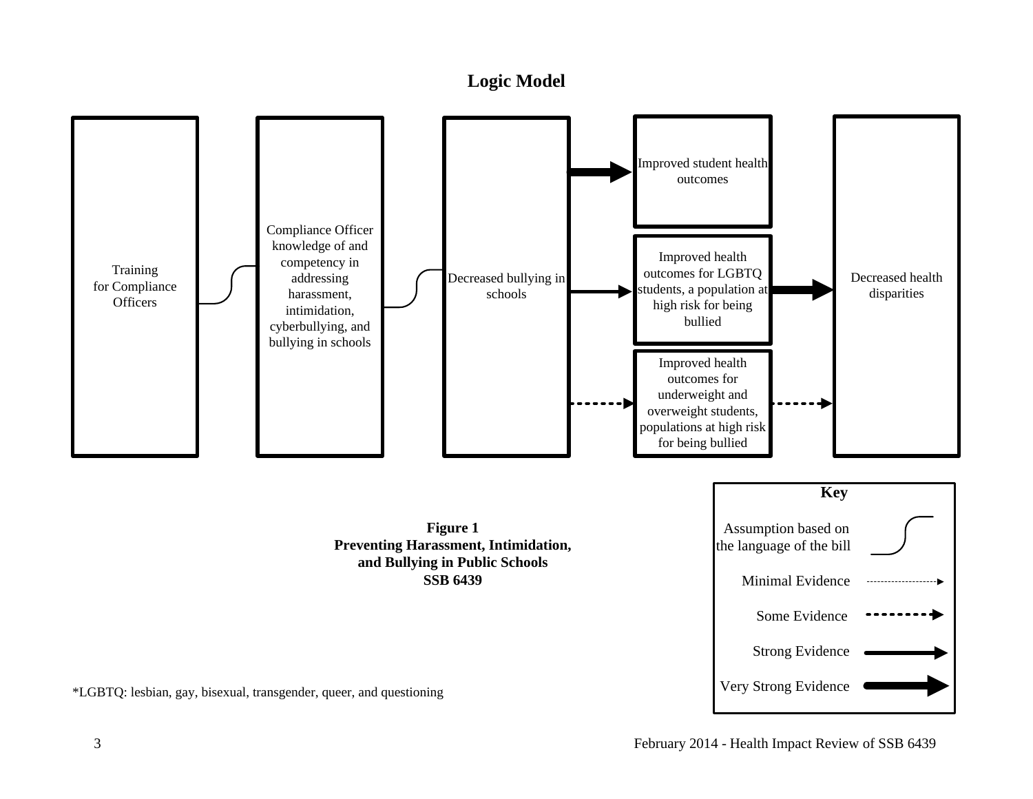# Logic Model

Training for Compliance Officers

Compliance Officer knowledge of and competency in addressing harassment, intimidation, cyberbullying, and bullying in schools

Decreased bullying in schools

Improved student health outcomes

Improved health outcomes for LGBTQ students, a population at high risk for being bullied

Improved health outcomes for underweight and overweight students, populations at high risk for being bullied

Decreased health disparities

**Key**

Assumption based on the language of the bill

Minimal Evidence

Some Evidence

Strong Evidence

Very Strong Evidence

**Figure 1**
**Preventing Harassment, Intimidation, and Bullying in Public Schools**
**SSB 6439**

*LGBTQ: lesbian, gay, bisexual, transgender, queer, and questioning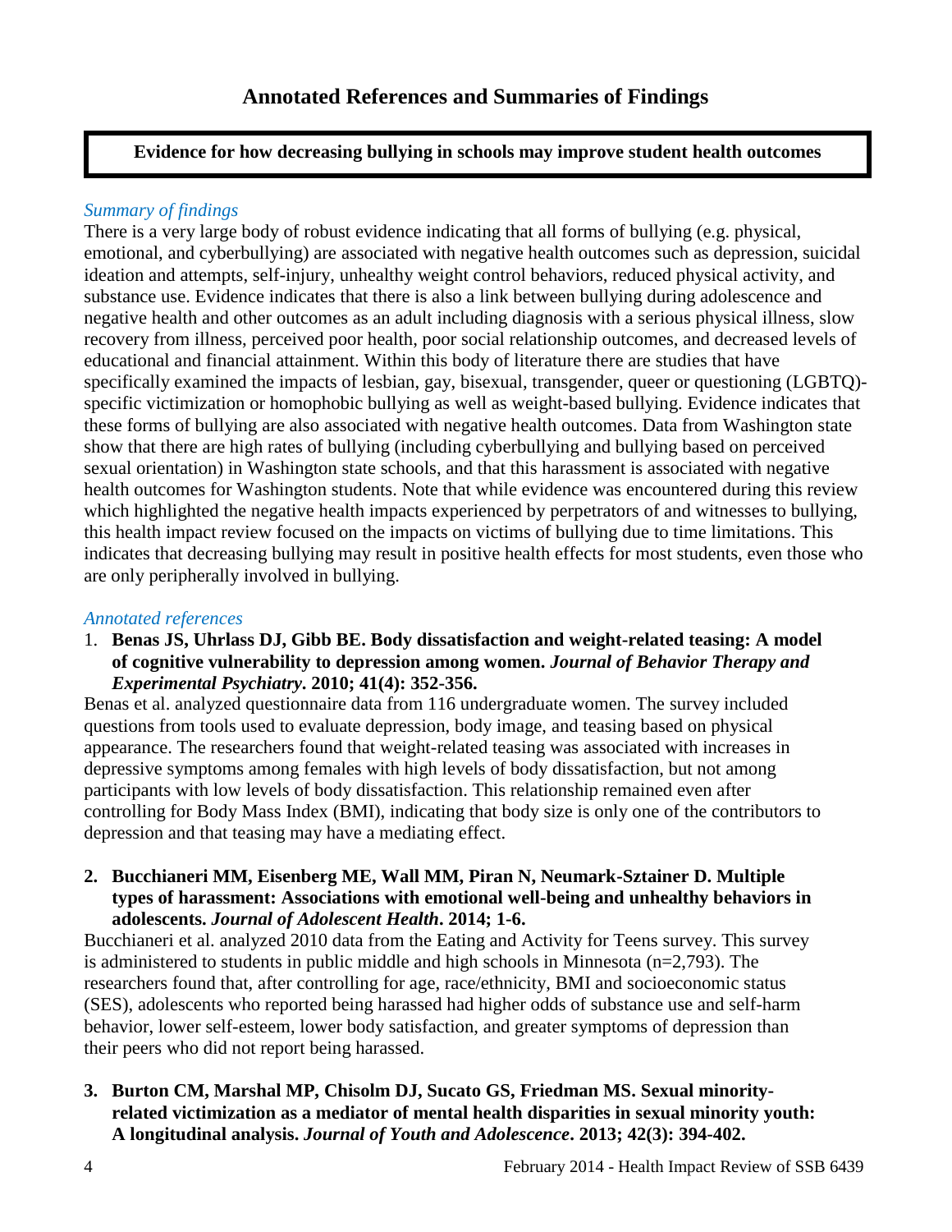# Annotated References and Summaries of Findings

**Evidence for how decreasing bullying in schools may improve student health outcomes**

*Summary of findings*

There is a very large body of robust evidence indicating that all forms of bullying (e.g. physical, emotional, and cyberbullying) are associated with negative health outcomes such as depression, suicidal ideation and attempts, self-injury, unhealthy weight control behaviors, reduced physical activity, and substance use. Evidence indicates that there is also a link between bullying during adolescence and negative health and other outcomes as an adult including diagnosis with a serious physical illness, slow recovery from illness, perceived poor health, poor social relationship outcomes, and decreased levels of educational and financial attainment. Within this body of literature there are studies that have specifically examined the impacts of lesbian, gay, bisexual, transgender, queer or questioning (LGBTQ)-specific victimization or homophobic bullying as well as weight-based bullying. Evidence indicates that these forms of bullying are also associated with negative health outcomes. Data from Washington state show that there are high rates of bullying (including cyberbullying and bullying based on perceived sexual orientation) in Washington state schools, and that this harassment is associated with negative health outcomes for Washington students. Note that while evidence was encountered during this review which highlighted the negative health impacts experienced by perpetrators of and witnesses to bullying, this health impact review focused on the impacts on victims of bullying due to time limitations. This indicates that decreasing bullying may result in positive health effects for most students, even those who are only peripherally involved in bullying.

*Annotated references*

1. **Benas JS, Uhrlass DJ, Gibb BE. Body dissatisfaction and weight-related teasing: A model of cognitive vulnerability to depression among women. *Journal of Behavior Therapy and Experimental Psychiatry*. 2010; 41(4): 352-356.**

Benas et al. analyzed questionnaire data from 116 undergraduate women. The survey included questions from tools used to evaluate depression, body image, and teasing based on physical appearance. The researchers found that weight-related teasing was associated with increases in depressive symptoms among females with high levels of body dissatisfaction, but not among participants with low levels of body dissatisfaction. This relationship remained even after controlling for Body Mass Index (BMI), indicating that body size is only one of the contributors to depression and that teasing may have a mediating effect.

2. **Bucchianeri MM, Eisenberg ME, Wall MM, Piran N, Neumark-Sztainer D. Multiple types of harassment: Associations with emotional well-being and unhealthy behaviors in adolescents. *Journal of Adolescent Health*. 2014; 1-6.**

Bucchianeri et al. analyzed 2010 data from the Eating and Activity for Teens survey. This survey is administered to students in public middle and high schools in Minnesota (n=2,793). The researchers found that, after controlling for age, race/ethnicity, BMI and socioeconomic status (SES), adolescents who reported being harassed had higher odds of substance use and self-harm behavior, lower self-esteem, lower body satisfaction, and greater symptoms of depression than their peers who did not report being harassed.

3. **Burton CM, Marshal MP, Chisolm DJ, Sucato GS, Friedman MS. Sexual minority-related victimization as a mediator of mental health disparities in sexual minority youth: A longitudinal analysis. *Journal of Youth and Adolescence*. 2013; 42(3): 394-402.**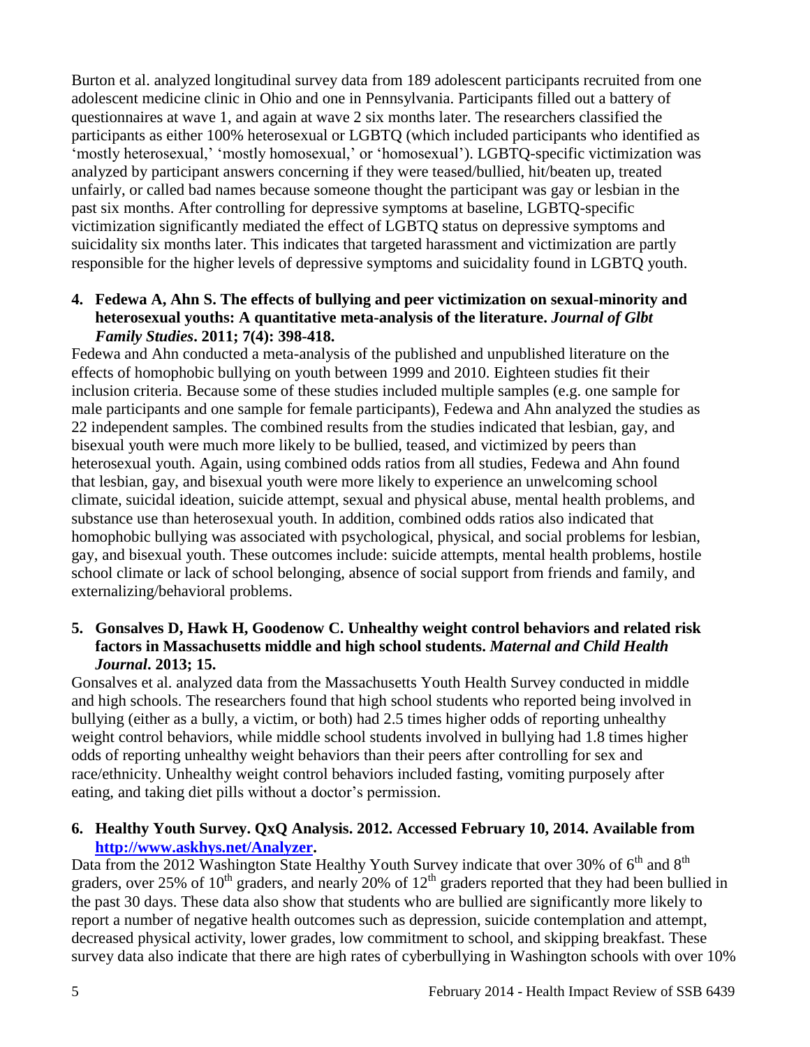Burton et al. analyzed longitudinal survey data from 189 adolescent participants recruited from one adolescent medicine clinic in Ohio and one in Pennsylvania. Participants filled out a battery of questionnaires at wave 1, and again at wave 2 six months later. The researchers classified the participants as either 100% heterosexual or LGBTQ (which included participants who identified as 'mostly heterosexual,' 'mostly homosexual,' or 'homosexual'). LGBTQ-specific victimization was analyzed by participant answers concerning if they were teased/bullied, hit/beaten up, treated unfairly, or called bad names because someone thought the participant was gay or lesbian in the past six months. After controlling for depressive symptoms at baseline, LGBTQ-specific victimization significantly mediated the effect of LGBTQ status on depressive symptoms and suicidality six months later. This indicates that targeted harassment and victimization are partly responsible for the higher levels of depressive symptoms and suicidality found in LGBTQ youth.

4. **Fedewa A, Ahn S. The effects of bullying and peer victimization on sexual-minority and heterosexual youths: A quantitative meta-analysis of the literature. *Journal of Glbt Family Studies*. 2011; 7(4): 398-418.**

Fedewa and Ahn conducted a meta-analysis of the published and unpublished literature on the effects of homophobic bullying on youth between 1999 and 2010. Eighteen studies fit their inclusion criteria. Because some of these studies included multiple samples (e.g. one sample for male participants and one sample for female participants), Fedewa and Ahn analyzed the studies as 22 independent samples. The combined results from the studies indicated that lesbian, gay, and bisexual youth were much more likely to be bullied, teased, and victimized by peers than heterosexual youth. Again, using combined odds ratios from all studies, Fedewa and Ahn found that lesbian, gay, and bisexual youth were more likely to experience an unwelcoming school climate, suicidal ideation, suicide attempt, sexual and physical abuse, mental health problems, and substance use than heterosexual youth. In addition, combined odds ratios also indicated that homophobic bullying was associated with psychological, physical, and social problems for lesbian, gay, and bisexual youth. These outcomes include: suicide attempts, mental health problems, hostile school climate or lack of school belonging, absence of social support from friends and family, and externalizing/behavioral problems.

5. **Gonsalves D, Hawk H, Goodenow C. Unhealthy weight control behaviors and related risk factors in Massachusetts middle and high school students. *Maternal and Child Health Journal*. 2013; 15.**

Gonsalves et al. analyzed data from the Massachusetts Youth Health Survey conducted in middle and high schools. The researchers found that high school students who reported being involved in bullying (either as a bully, a victim, or both) had 2.5 times higher odds of reporting unhealthy weight control behaviors, while middle school students involved in bullying had 1.8 times higher odds of reporting unhealthy weight behaviors than their peers after controlling for sex and race/ethnicity. Unhealthy weight control behaviors included fasting, vomiting purposely after eating, and taking diet pills without a doctor's permission.

6. **Healthy Youth Survey. QxQ Analysis. 2012. Accessed February 10, 2014. Available from [http://www.askhys.net/Analyzer](http://www.askhys.net/Analyzer).**

Data from the 2012 Washington State Healthy Youth Survey indicate that over 30% of 6th and 8th graders, over 25% of 10th graders, and nearly 20% of 12th graders reported that they had been bullied in the past 30 days. These data also show that students who are bullied are significantly more likely to report a number of negative health outcomes such as depression, suicide contemplation and attempt, decreased physical activity, lower grades, low commitment to school, and skipping breakfast. These survey data also indicate that there are high rates of cyberbullying in Washington schools with over 10%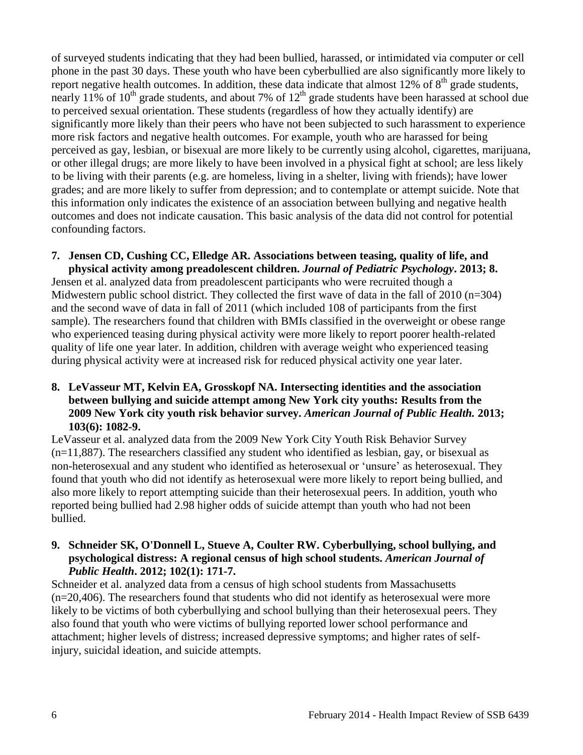of surveyed students indicating that they had been bullied, harassed, or intimidated via computer or cell phone in the past 30 days. These youth who have been cyberbullied are also significantly more likely to report negative health outcomes. In addition, these data indicate that almost 12% of $8^{th}$ grade students, nearly 11% of $10^{th}$ grade students, and about 7% of $12^{th}$ grade students have been harassed at school due to perceived sexual orientation. These students (regardless of how they actually identify) are significantly more likely than their peers who have not been subjected to such harassment to experience more risk factors and negative health outcomes. For example, youth who are harassed for being perceived as gay, lesbian, or bisexual are more likely to be currently using alcohol, cigarettes, marijuana, or other illegal drugs; are more likely to have been involved in a physical fight at school; are less likely to be living with their parents (e.g. are homeless, living in a shelter, living with friends); have lower grades; and are more likely to suffer from depression; and to contemplate or attempt suicide. Note that this information only indicates the existence of an association between bullying and negative health outcomes and does not indicate causation. This basic analysis of the data did not control for potential confounding factors.

7. **Jensen CD, Cushing CC, Elledge AR. Associations between teasing, quality of life, and physical activity among preadolescent children. *Journal of Pediatric Psychology*. 2013; 8.**

Jensen et al. analyzed data from preadolescent participants who were recruited though a Midwestern public school district. They collected the first wave of data in the fall of 2010 (n=304) and the second wave of data in fall of 2011 (which included 108 of participants from the first sample). The researchers found that children with BMIs classified in the overweight or obese range who experienced teasing during physical activity were more likely to report poorer health-related quality of life one year later. In addition, children with average weight who experienced teasing during physical activity were at increased risk for reduced physical activity one year later.

8. **LeVasseur MT, Kelvin EA, Grosskopf NA. Intersecting identities and the association between bullying and suicide attempt among New York city youths: Results from the 2009 New York city youth risk behavior survey. *American Journal of Public Health.* 2013; 103(6): 1082-9.**

LeVasseur et al. analyzed data from the 2009 New York City Youth Risk Behavior Survey (n=11,887). The researchers classified any student who identified as lesbian, gay, or bisexual as non-heterosexual and any student who identified as heterosexual or 'unsure' as heterosexual. They found that youth who did not identify as heterosexual were more likely to report being bullied, and also more likely to report attempting suicide than their heterosexual peers. In addition, youth who reported being bullied had 2.98 higher odds of suicide attempt than youth who had not been bullied.

9. **Schneider SK, O'Donnell L, Stueve A, Coulter RW. Cyberbullying, school bullying, and psychological distress: A regional census of high school students. *American Journal of Public Health*. 2012; 102(1): 171-7.**

Schneider et al. analyzed data from a census of high school students from Massachusetts (n=20,406). The researchers found that students who did not identify as heterosexual were more likely to be victims of both cyberbullying and school bullying than their heterosexual peers. They also found that youth who were victims of bullying reported lower school performance and attachment; higher levels of distress; increased depressive symptoms; and higher rates of self-injury, suicidal ideation, and suicide attempts.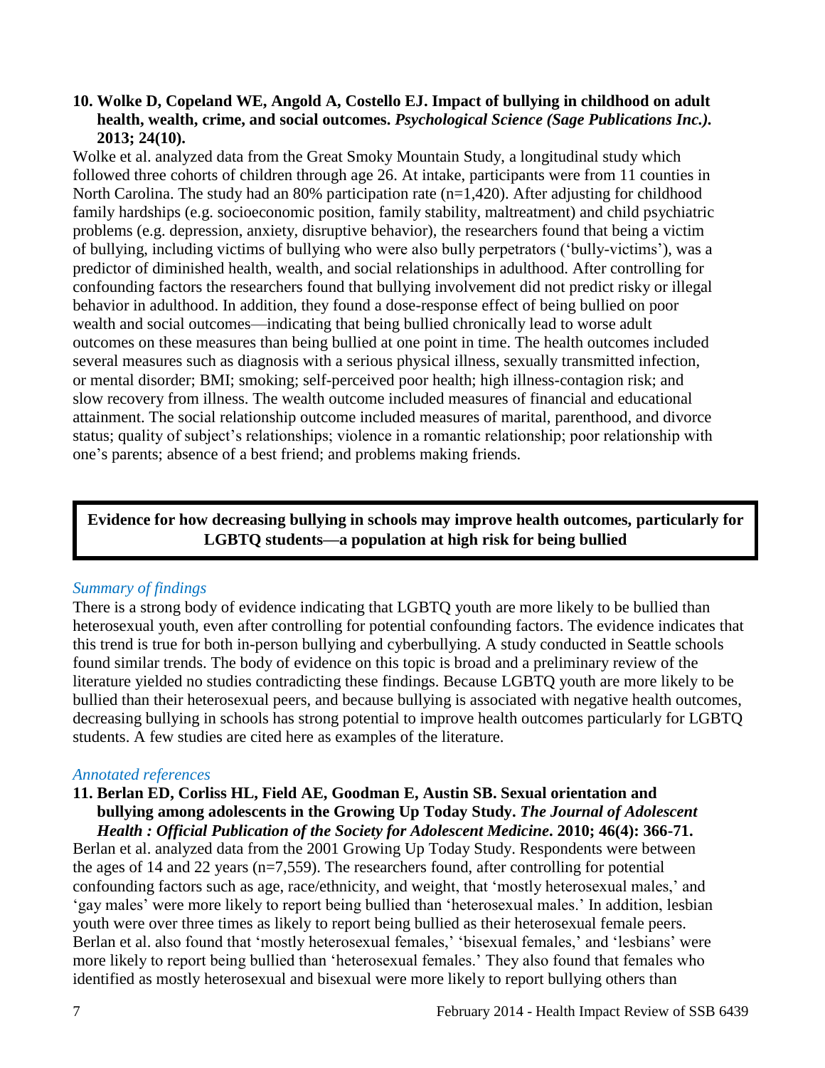**10. Wolke D, Copeland WE, Angold A, Costello EJ. Impact of bullying in childhood on adult health, wealth, crime, and social outcomes. *Psychological Science (Sage Publications Inc.).* 2013; 24(10).**

Wolke et al. analyzed data from the Great Smoky Mountain Study, a longitudinal study which followed three cohorts of children through age 26. At intake, participants were from 11 counties in North Carolina. The study had an 80% participation rate (n=1,420). After adjusting for childhood family hardships (e.g. socioeconomic position, family stability, maltreatment) and child psychiatric problems (e.g. depression, anxiety, disruptive behavior), the researchers found that being a victim of bullying, including victims of bullying who were also bully perpetrators ('bully-victims'), was a predictor of diminished health, wealth, and social relationships in adulthood. After controlling for confounding factors the researchers found that bullying involvement did not predict risky or illegal behavior in adulthood. In addition, they found a dose-response effect of being bullied on poor wealth and social outcomes—indicating that being bullied chronically lead to worse adult outcomes on these measures than being bullied at one point in time. The health outcomes included several measures such as diagnosis with a serious physical illness, sexually transmitted infection, or mental disorder; BMI; smoking; self-perceived poor health; high illness-contagion risk; and slow recovery from illness. The wealth outcome included measures of financial and educational attainment. The social relationship outcome included measures of marital, parenthood, and divorce status; quality of subject's relationships; violence in a romantic relationship; poor relationship with one's parents; absence of a best friend; and problems making friends.

## Evidence for how decreasing bullying in schools may improve health outcomes, particularly for LGBTQ students—a population at high risk for being bullied

### *Summary of findings*

There is a strong body of evidence indicating that LGBTQ youth are more likely to be bullied than heterosexual youth, even after controlling for potential confounding factors. The evidence indicates that this trend is true for both in-person bullying and cyberbullying. A study conducted in Seattle schools found similar trends. The body of evidence on this topic is broad and a preliminary review of the literature yielded no studies contradicting these findings. Because LGBTQ youth are more likely to be bullied than their heterosexual peers, and because bullying is associated with negative health outcomes, decreasing bullying in schools has strong potential to improve health outcomes particularly for LGBTQ students. A few studies are cited here as examples of the literature.

### *Annotated references*

**11. Berlan ED, Corliss HL, Field AE, Goodman E, Austin SB. Sexual orientation and bullying among adolescents in the Growing Up Today Study. *The Journal of Adolescent Health : Official Publication of the Society for Adolescent Medicine*. 2010; 46(4): 366-71.**

Berlan et al. analyzed data from the 2001 Growing Up Today Study. Respondents were between the ages of 14 and 22 years (n=7,559). The researchers found, after controlling for potential confounding factors such as age, race/ethnicity, and weight, that 'mostly heterosexual males,' and 'gay males' were more likely to report being bullied than 'heterosexual males.' In addition, lesbian youth were over three times as likely to report being bullied as their heterosexual female peers. Berlan et al. also found that 'mostly heterosexual females,' 'bisexual females,' and 'lesbians' were more likely to report being bullied than 'heterosexual females.' They also found that females who identified as mostly heterosexual and bisexual were more likely to report bullying others than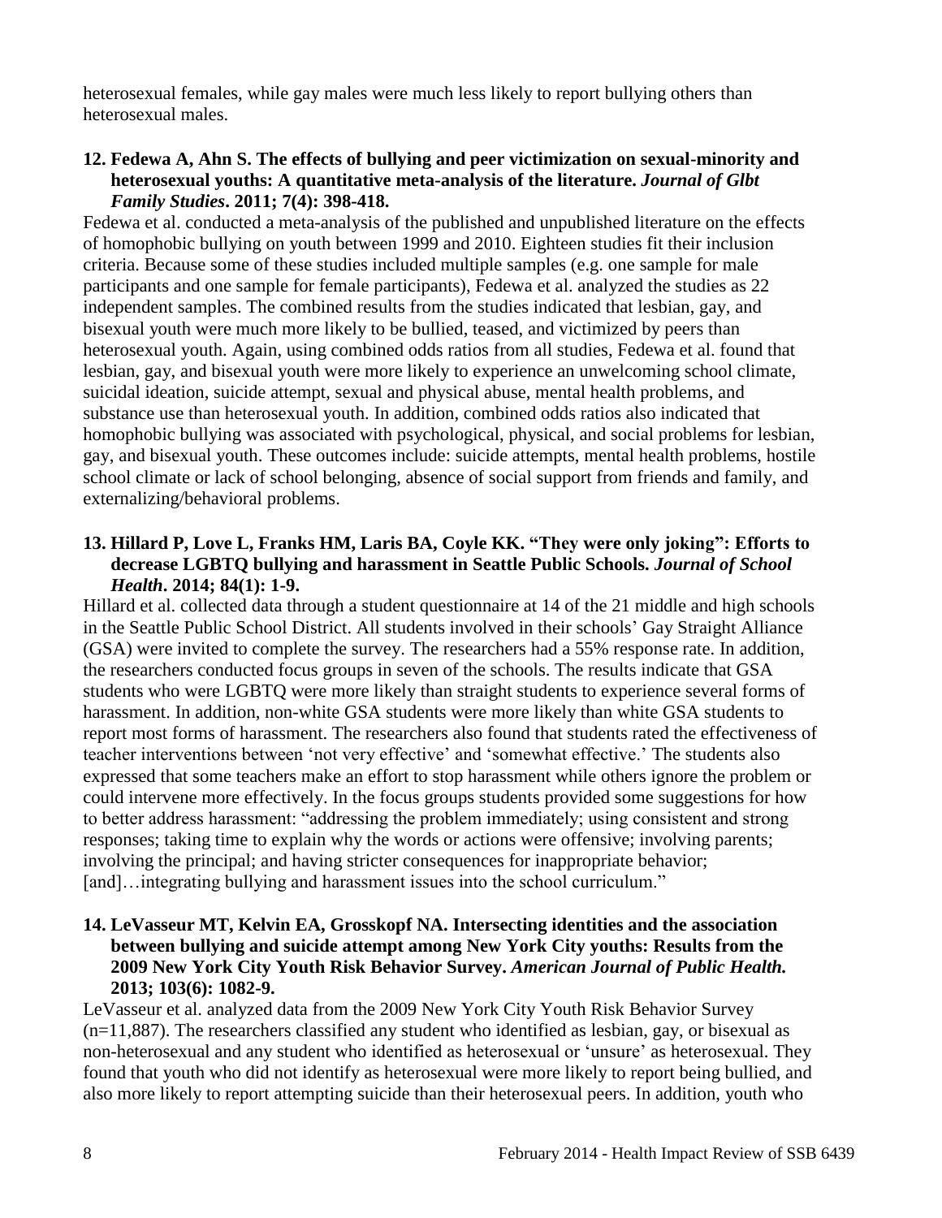heterosexual females, while gay males were much less likely to report bullying others than heterosexual males.

**12. Fedewa A, Ahn S. The effects of bullying and peer victimization on sexual-minority and heterosexual youths: A quantitative meta-analysis of the literature. *Journal of Glbt Family Studies*. 2011; 7(4): 398-418.**

Fedewa et al. conducted a meta-analysis of the published and unpublished literature on the effects of homophobic bullying on youth between 1999 and 2010. Eighteen studies fit their inclusion criteria. Because some of these studies included multiple samples (e.g. one sample for male participants and one sample for female participants), Fedewa et al. analyzed the studies as 22 independent samples. The combined results from the studies indicated that lesbian, gay, and bisexual youth were much more likely to be bullied, teased, and victimized by peers than heterosexual youth. Again, using combined odds ratios from all studies, Fedewa et al. found that lesbian, gay, and bisexual youth were more likely to experience an unwelcoming school climate, suicidal ideation, suicide attempt, sexual and physical abuse, mental health problems, and substance use than heterosexual youth. In addition, combined odds ratios also indicated that homophobic bullying was associated with psychological, physical, and social problems for lesbian, gay, and bisexual youth. These outcomes include: suicide attempts, mental health problems, hostile school climate or lack of school belonging, absence of social support from friends and family, and externalizing/behavioral problems.

**13. Hillard P, Love L, Franks HM, Laris BA, Coyle KK. "They were only joking": Efforts to decrease LGBTQ bullying and harassment in Seattle Public Schools. *Journal of School Health*. 2014; 84(1): 1-9.**

Hillard et al. collected data through a student questionnaire at 14 of the 21 middle and high schools in the Seattle Public School District. All students involved in their schools' Gay Straight Alliance (GSA) were invited to complete the survey. The researchers had a 55% response rate. In addition, the researchers conducted focus groups in seven of the schools. The results indicate that GSA students who were LGBTQ were more likely than straight students to experience several forms of harassment. In addition, non-white GSA students were more likely than white GSA students to report most forms of harassment. The researchers also found that students rated the effectiveness of teacher interventions between 'not very effective' and 'somewhat effective.' The students also expressed that some teachers make an effort to stop harassment while others ignore the problem or could intervene more effectively. In the focus groups students provided some suggestions for how to better address harassment: "addressing the problem immediately; using consistent and strong responses; taking time to explain why the words or actions were offensive; involving parents; involving the principal; and having stricter consequences for inappropriate behavior; [and]…integrating bullying and harassment issues into the school curriculum."

**14. LeVasseur MT, Kelvin EA, Grosskopf NA. Intersecting identities and the association between bullying and suicide attempt among New York City youths: Results from the 2009 New York City Youth Risk Behavior Survey. *American Journal of Public Health.* 2013; 103(6): 1082-9.**

LeVasseur et al. analyzed data from the 2009 New York City Youth Risk Behavior Survey (n=11,887). The researchers classified any student who identified as lesbian, gay, or bisexual as non-heterosexual and any student who identified as heterosexual or 'unsure' as heterosexual. They found that youth who did not identify as heterosexual were more likely to report being bullied, and also more likely to report attempting suicide than their heterosexual peers. In addition, youth who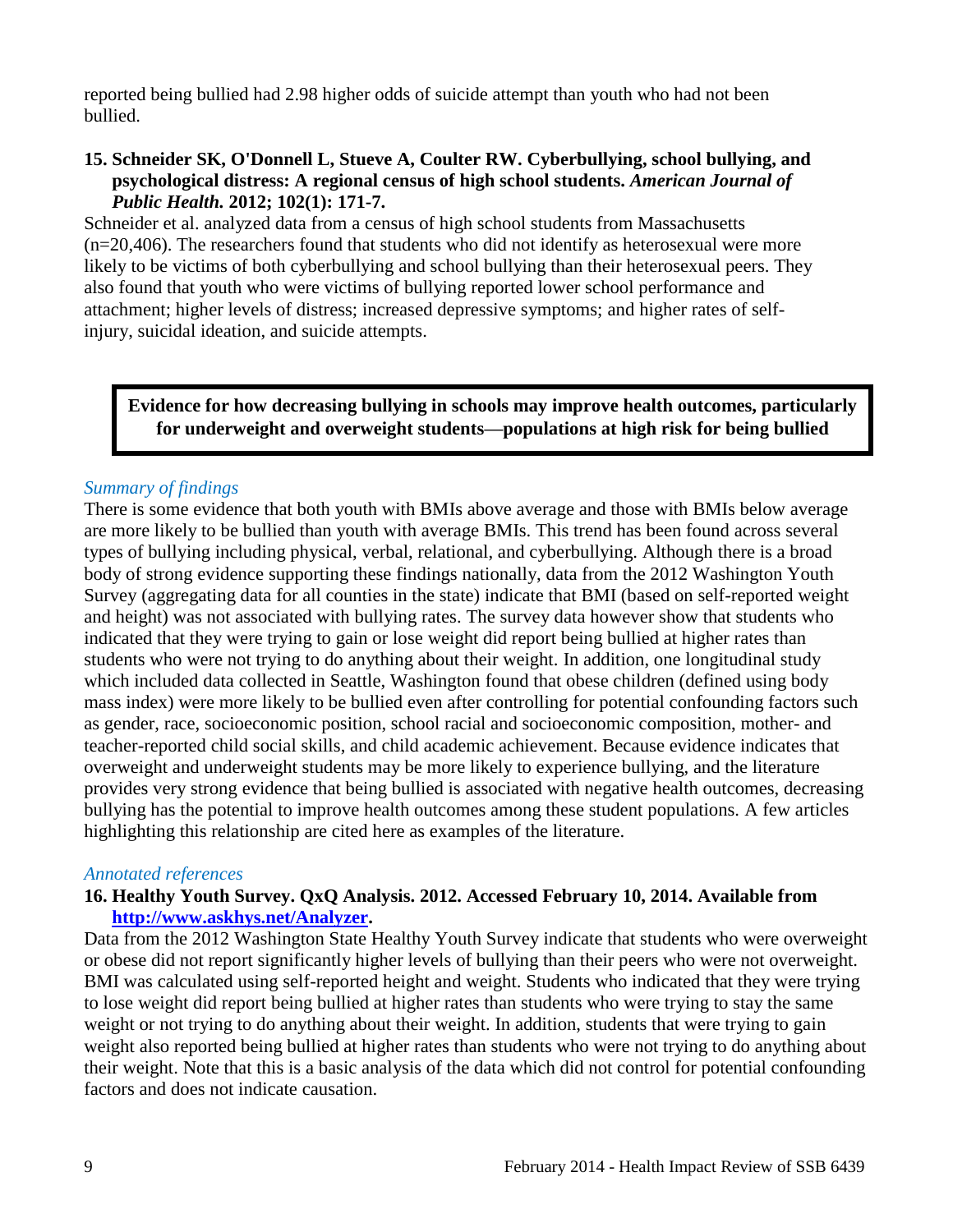reported being bullied had 2.98 higher odds of suicide attempt than youth who had not been bullied.

**15. Schneider SK, O'Donnell L, Stueve A, Coulter RW. Cyberbullying, school bullying, and psychological distress: A regional census of high school students. *American Journal of Public Health.* 2012; 102(1): 171-7.**

Schneider et al. analyzed data from a census of high school students from Massachusetts (n=20,406). The researchers found that students who did not identify as heterosexual were more likely to be victims of both cyberbullying and school bullying than their heterosexual peers. They also found that youth who were victims of bullying reported lower school performance and attachment; higher levels of distress; increased depressive symptoms; and higher rates of self-injury, suicidal ideation, and suicide attempts.

**Evidence for how decreasing bullying in schools may improve health outcomes, particularly for underweight and overweight students—populations at high risk for being bullied**

*Summary of findings*

There is some evidence that both youth with BMIs above average and those with BMIs below average are more likely to be bullied than youth with average BMIs. This trend has been found across several types of bullying including physical, verbal, relational, and cyberbullying. Although there is a broad body of strong evidence supporting these findings nationally, data from the 2012 Washington Youth Survey (aggregating data for all counties in the state) indicate that BMI (based on self-reported weight and height) was not associated with bullying rates. The survey data however show that students who indicated that they were trying to gain or lose weight did report being bullied at higher rates than students who were not trying to do anything about their weight. In addition, one longitudinal study which included data collected in Seattle, Washington found that obese children (defined using body mass index) were more likely to be bullied even after controlling for potential confounding factors such as gender, race, socioeconomic position, school racial and socioeconomic composition, mother- and teacher-reported child social skills, and child academic achievement. Because evidence indicates that overweight and underweight students may be more likely to experience bullying, and the literature provides very strong evidence that being bullied is associated with negative health outcomes, decreasing bullying has the potential to improve health outcomes among these student populations. A few articles highlighting this relationship are cited here as examples of the literature.

*Annotated references*

**16. Healthy Youth Survey. QxQ Analysis. 2012. Accessed February 10, 2014. Available from [http://www.askhys.net/Analyzer](http://www.askhys.net/Analyzer).**

Data from the 2012 Washington State Healthy Youth Survey indicate that students who were overweight or obese did not report significantly higher levels of bullying than their peers who were not overweight. BMI was calculated using self-reported height and weight. Students who indicated that they were trying to lose weight did report being bullied at higher rates than students who were trying to stay the same weight or not trying to do anything about their weight. In addition, students that were trying to gain weight also reported being bullied at higher rates than students who were not trying to do anything about their weight. Note that this is a basic analysis of the data which did not control for potential confounding factors and does not indicate causation.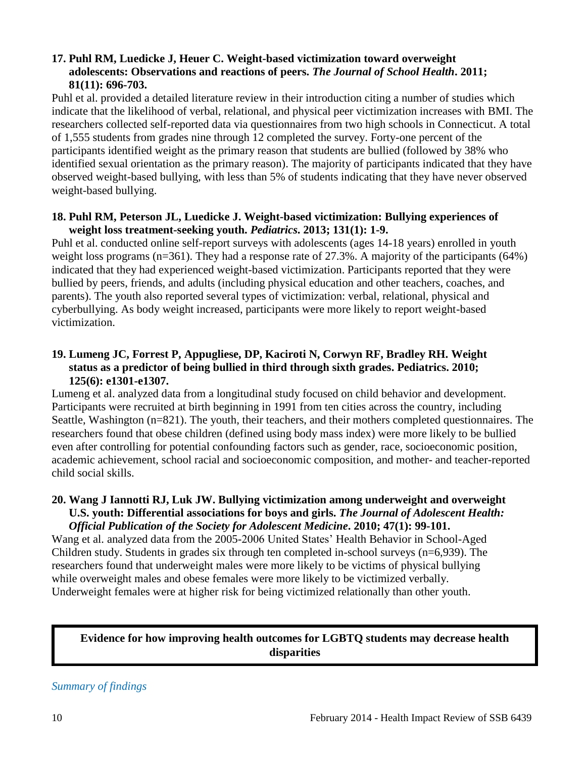**17. Puhl RM, Luedicke J, Heuer C. Weight-based victimization toward overweight adolescents: Observations and reactions of peers. *The Journal of School Health*. 2011; 81(11): 696-703.**

Puhl et al. provided a detailed literature review in their introduction citing a number of studies which indicate that the likelihood of verbal, relational, and physical peer victimization increases with BMI. The researchers collected self-reported data via questionnaires from two high schools in Connecticut. A total of 1,555 students from grades nine through 12 completed the survey. Forty-one percent of the participants identified weight as the primary reason that students are bullied (followed by 38% who identified sexual orientation as the primary reason). The majority of participants indicated that they have observed weight-based bullying, with less than 5% of students indicating that they have never observed weight-based bullying.

**18. Puhl RM, Peterson JL, Luedicke J. Weight-based victimization: Bullying experiences of weight loss treatment-seeking youth. *Pediatrics*. 2013; 131(1): 1-9.**

Puhl et al. conducted online self-report surveys with adolescents (ages 14-18 years) enrolled in youth weight loss programs (n=361). They had a response rate of 27.3%. A majority of the participants (64%) indicated that they had experienced weight-based victimization. Participants reported that they were bullied by peers, friends, and adults (including physical education and other teachers, coaches, and parents). The youth also reported several types of victimization: verbal, relational, physical and cyberbullying. As body weight increased, participants were more likely to report weight-based victimization.

**19. Lumeng JC, Forrest P, Appugliese, DP, Kaciroti N, Corwyn RF, Bradley RH. Weight status as a predictor of being bullied in third through sixth grades. Pediatrics. 2010; 125(6): e1301-e1307.**

Lumeng et al. analyzed data from a longitudinal study focused on child behavior and development. Participants were recruited at birth beginning in 1991 from ten cities across the country, including Seattle, Washington (n=821). The youth, their teachers, and their mothers completed questionnaires. The researchers found that obese children (defined using body mass index) were more likely to be bullied even after controlling for potential confounding factors such as gender, race, socioeconomic position, academic achievement, school racial and socioeconomic composition, and mother- and teacher-reported child social skills.

**20. Wang J Iannotti RJ, Luk JW. Bullying victimization among underweight and overweight U.S. youth: Differential associations for boys and girls. *The Journal of Adolescent Health: Official Publication of the Society for Adolescent Medicine*. 2010; 47(1): 99-101.**

Wang et al. analyzed data from the 2005-2006 United States' Health Behavior in School-Aged Children study. Students in grades six through ten completed in-school surveys (n=6,939). The researchers found that underweight males were more likely to be victims of physical bullying while overweight males and obese females were more likely to be victimized verbally. Underweight females were at higher risk for being victimized relationally than other youth.

## Evidence for how improving health outcomes for LGBTQ students may decrease health disparities

*Summary of findings*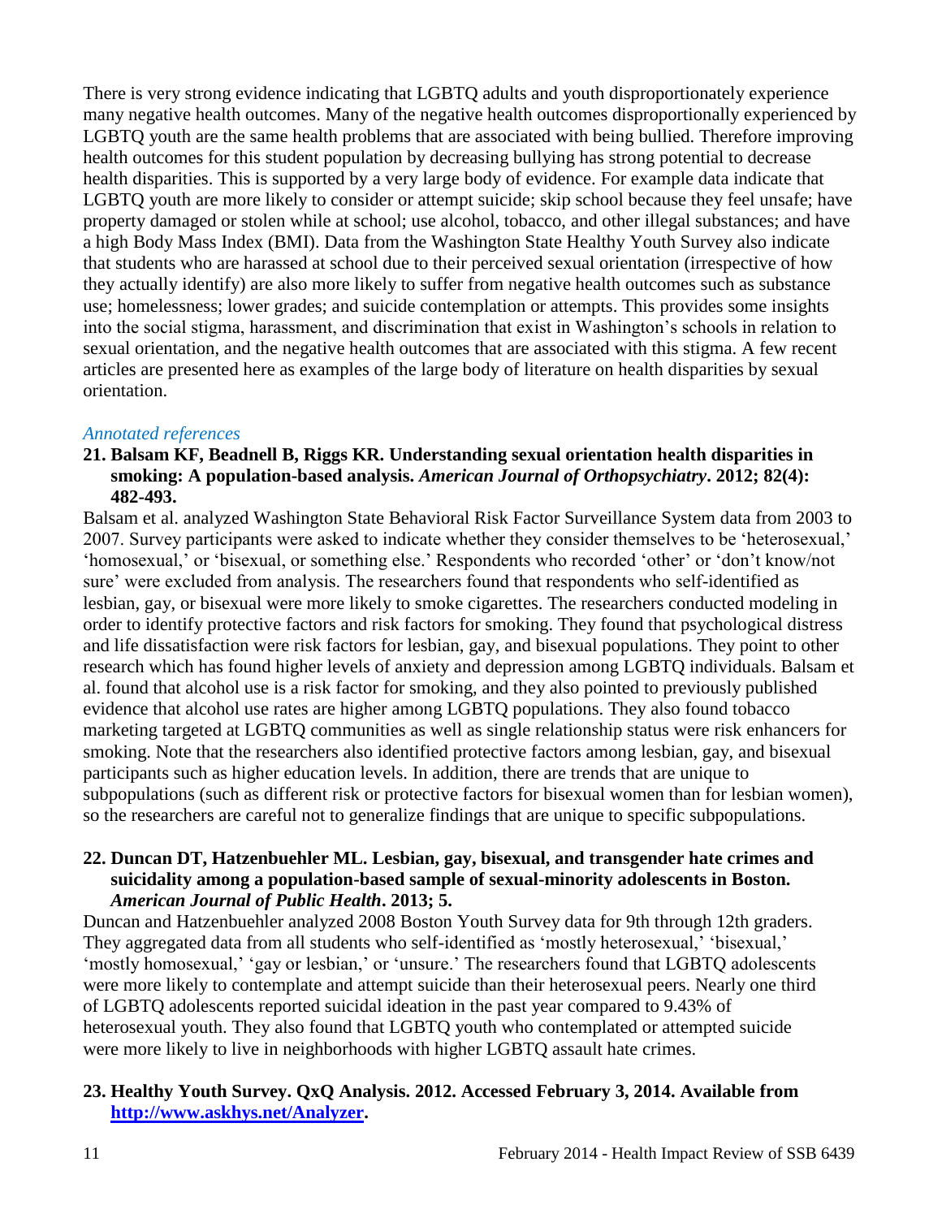There is very strong evidence indicating that LGBTQ adults and youth disproportionately experience many negative health outcomes. Many of the negative health outcomes disproportionately experienced by LGBTQ youth are the same health problems that are associated with being bullied. Therefore improving health outcomes for this student population by decreasing bullying has strong potential to decrease health disparities. This is supported by a very large body of evidence. For example data indicate that LGBTQ youth are more likely to consider or attempt suicide; skip school because they feel unsafe; have property damaged or stolen while at school; use alcohol, tobacco, and other illegal substances; and have a high Body Mass Index (BMI). Data from the Washington State Healthy Youth Survey also indicate that students who are harassed at school due to their perceived sexual orientation (irrespective of how they actually identify) are also more likely to suffer from negative health outcomes such as substance use; homelessness; lower grades; and suicide contemplation or attempts. This provides some insights into the social stigma, harassment, and discrimination that exist in Washington's schools in relation to sexual orientation, and the negative health outcomes that are associated with this stigma. A few recent articles are presented here as examples of the large body of literature on health disparities by sexual orientation.

### *Annotated references*

**21. Balsam KF, Beadnell B, Riggs KR. Understanding sexual orientation health disparities in smoking: A population-based analysis. *American Journal of Orthopsychiatry*. 2012; 82(4): 482-493.**

Balsam et al. analyzed Washington State Behavioral Risk Factor Surveillance System data from 2003 to 2007. Survey participants were asked to indicate whether they consider themselves to be 'heterosexual,' 'homosexual,' or 'bisexual, or something else.' Respondents who recorded 'other' or 'don't know/not sure' were excluded from analysis. The researchers found that respondents who self-identified as lesbian, gay, or bisexual were more likely to smoke cigarettes. The researchers conducted modeling in order to identify protective factors and risk factors for smoking. They found that psychological distress and life dissatisfaction were risk factors for lesbian, gay, and bisexual populations. They point to other research which has found higher levels of anxiety and depression among LGBTQ individuals. Balsam et al. found that alcohol use is a risk factor for smoking, and they also pointed to previously published evidence that alcohol use rates are higher among LGBTQ populations. They also found tobacco marketing targeted at LGBTQ communities as well as single relationship status were risk enhancers for smoking. Note that the researchers also identified protective factors among lesbian, gay, and bisexual participants such as higher education levels. In addition, there are trends that are unique to subpopulations (such as different risk or protective factors for bisexual women than for lesbian women), so the researchers are careful not to generalize findings that are unique to specific subpopulations.

**22. Duncan DT, Hatzenbuehler ML. Lesbian, gay, bisexual, and transgender hate crimes and suicidality among a population-based sample of sexual-minority adolescents in Boston. *American Journal of Public Health*. 2013; 5.**

Duncan and Hatzenbuehler analyzed 2008 Boston Youth Survey data for 9th through 12th graders. They aggregated data from all students who self-identified as 'mostly heterosexual,' 'bisexual,' 'mostly homosexual,' 'gay or lesbian,' or 'unsure.' The researchers found that LGBTQ adolescents were more likely to contemplate and attempt suicide than their heterosexual peers. Nearly one third of LGBTQ adolescents reported suicidal ideation in the past year compared to 9.43% of heterosexual youth. They also found that LGBTQ youth who contemplated or attempted suicide were more likely to live in neighborhoods with higher LGBTQ assault hate crimes.

**23. Healthy Youth Survey. QxQ Analysis. 2012. Accessed February 3, 2014. Available from [http://www.askhys.net/Analyzer](http://www.askhys.net/Analyzer).**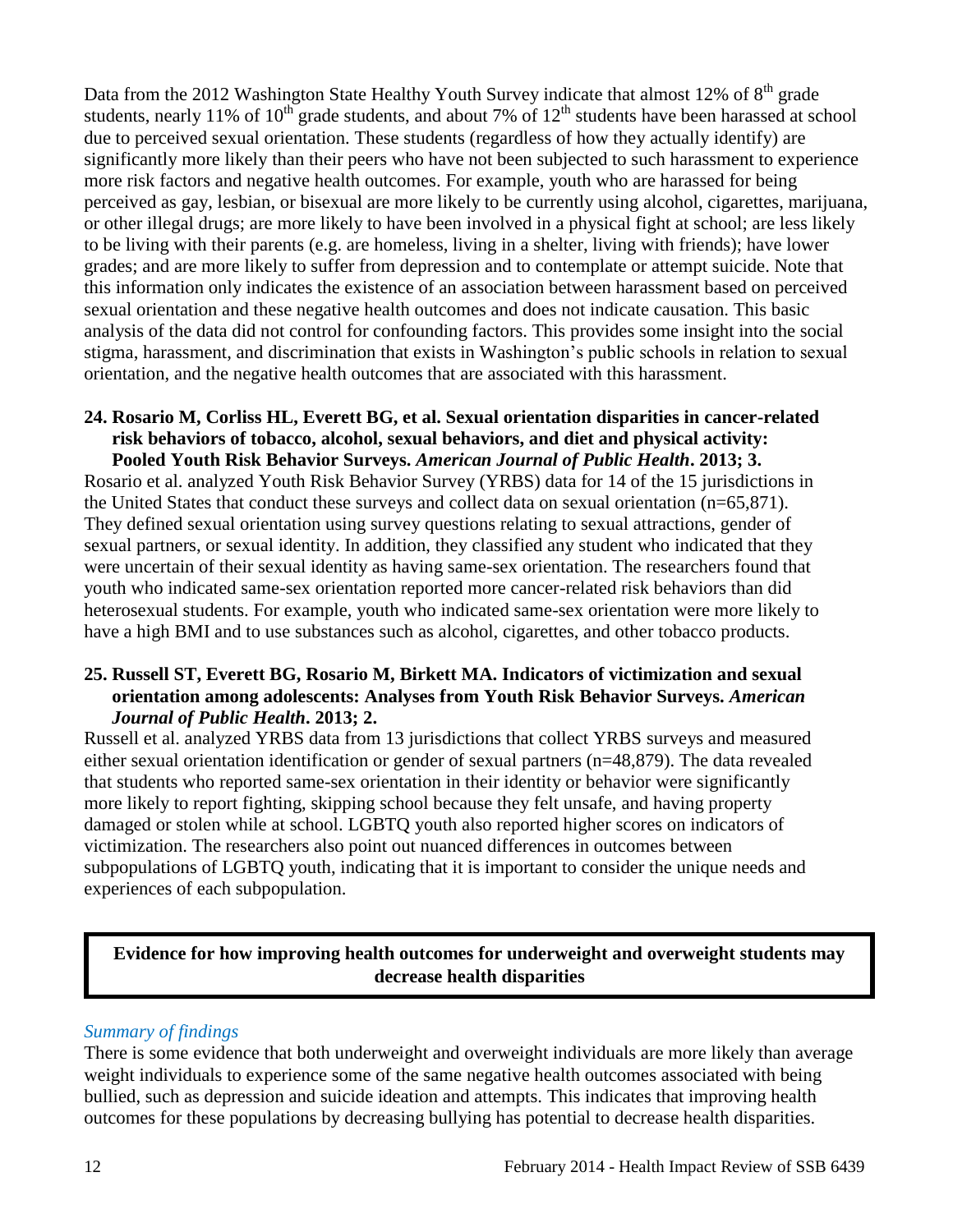Data from the 2012 Washington State Healthy Youth Survey indicate that almost 12% of 8th grade students, nearly 11% of 10th grade students, and about 7% of 12th students have been harassed at school due to perceived sexual orientation. These students (regardless of how they actually identify) are significantly more likely than their peers who have not been subjected to such harassment to experience more risk factors and negative health outcomes. For example, youth who are harassed for being perceived as gay, lesbian, or bisexual are more likely to be currently using alcohol, cigarettes, marijuana, or other illegal drugs; are more likely to have been involved in a physical fight at school; are less likely to be living with their parents (e.g. are homeless, living in a shelter, living with friends); have lower grades; and are more likely to suffer from depression and to contemplate or attempt suicide. Note that this information only indicates the existence of an association between harassment based on perceived sexual orientation and these negative health outcomes and does not indicate causation. This basic analysis of the data did not control for confounding factors. This provides some insight into the social stigma, harassment, and discrimination that exists in Washington's public schools in relation to sexual orientation, and the negative health outcomes that are associated with this harassment.

**24. Rosario M, Corliss HL, Everett BG, et al. Sexual orientation disparities in cancer-related risk behaviors of tobacco, alcohol, sexual behaviors, and diet and physical activity: Pooled Youth Risk Behavior Surveys. *American Journal of Public Health*. 2013; 3.**

Rosario et al. analyzed Youth Risk Behavior Survey (YRBS) data for 14 of the 15 jurisdictions in the United States that conduct these surveys and collect data on sexual orientation (n=65,871). They defined sexual orientation using survey questions relating to sexual attractions, gender of sexual partners, or sexual identity. In addition, they classified any student who indicated that they were uncertain of their sexual identity as having same-sex orientation. The researchers found that youth who indicated same-sex orientation reported more cancer-related risk behaviors than did heterosexual students. For example, youth who indicated same-sex orientation were more likely to have a high BMI and to use substances such as alcohol, cigarettes, and other tobacco products.

**25. Russell ST, Everett BG, Rosario M, Birkett MA. Indicators of victimization and sexual orientation among adolescents: Analyses from Youth Risk Behavior Surveys. *American Journal of Public Health*. 2013; 2.**

Russell et al. analyzed YRBS data from 13 jurisdictions that collect YRBS surveys and measured either sexual orientation identification or gender of sexual partners (n=48,879). The data revealed that students who reported same-sex orientation in their identity or behavior were significantly more likely to report fighting, skipping school because they felt unsafe, and having property damaged or stolen while at school. LGBTQ youth also reported higher scores on indicators of victimization. The researchers also point out nuanced differences in outcomes between subpopulations of LGBTQ youth, indicating that it is important to consider the unique needs and experiences of each subpopulation.

## Evidence for how improving health outcomes for underweight and overweight students may decrease health disparities

*Summary of findings*

There is some evidence that both underweight and overweight individuals are more likely than average weight individuals to experience some of the same negative health outcomes associated with being bullied, such as depression and suicide ideation and attempts. This indicates that improving health outcomes for these populations by decreasing bullying has potential to decrease health disparities.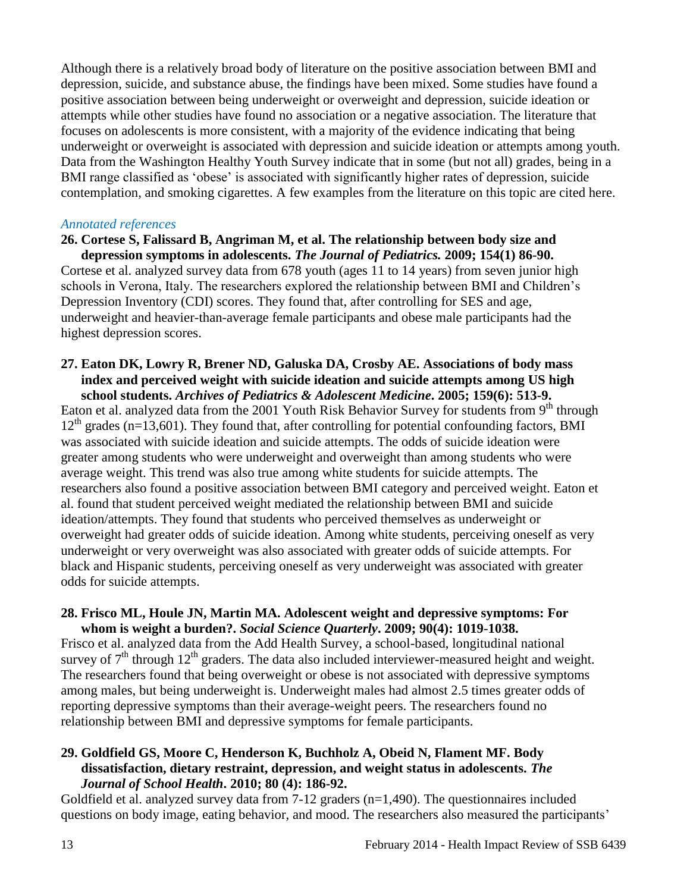Although there is a relatively broad body of literature on the positive association between BMI and depression, suicide, and substance abuse, the findings have been mixed. Some studies have found a positive association between being underweight or overweight and depression, suicide ideation or attempts while other studies have found no association or a negative association. The literature that focuses on adolescents is more consistent, with a majority of the evidence indicating that being underweight or overweight is associated with depression and suicide ideation or attempts among youth. Data from the Washington Healthy Youth Survey indicate that in some (but not all) grades, being in a BMI range classified as 'obese' is associated with significantly higher rates of depression, suicide contemplation, and smoking cigarettes. A few examples from the literature on this topic are cited here.

*Annotated references*

**26. Cortese S, Falissard B, Angriman M, et al. The relationship between body size and depression symptoms in adolescents. *The Journal of Pediatrics.* 2009; 154(1) 86-90.**

Cortese et al. analyzed survey data from 678 youth (ages 11 to 14 years) from seven junior high schools in Verona, Italy. The researchers explored the relationship between BMI and Children's Depression Inventory (CDI) scores. They found that, after controlling for SES and age, underweight and heavier-than-average female participants and obese male participants had the highest depression scores.

**27. Eaton DK, Lowry R, Brener ND, Galuska DA, Crosby AE. Associations of body mass index and perceived weight with suicide ideation and suicide attempts among US high school students. *Archives of Pediatrics & Adolescent Medicine*. 2005; 159(6): 513-9.**

Eaton et al. analyzed data from the 2001 Youth Risk Behavior Survey for students from 9th through 12th grades (n=13,601). They found that, after controlling for potential confounding factors, BMI was associated with suicide ideation and suicide attempts. The odds of suicide ideation were greater among students who were underweight and overweight than among students who were average weight. This trend was also true among white students for suicide attempts. The researchers also found a positive association between BMI category and perceived weight. Eaton et al. found that student perceived weight mediated the relationship between BMI and suicide ideation/attempts. They found that students who perceived themselves as underweight or overweight had greater odds of suicide ideation. Among white students, perceiving oneself as very underweight or very overweight was also associated with greater odds of suicide attempts. For black and Hispanic students, perceiving oneself as very underweight was associated with greater odds for suicide attempts.

**28. Frisco ML, Houle JN, Martin MA. Adolescent weight and depressive symptoms: For whom is weight a burden?. *Social Science Quarterly*. 2009; 90(4): 1019-1038.**

Frisco et al. analyzed data from the Add Health Survey, a school-based, longitudinal national survey of 7th through 12th graders. The data also included interviewer-measured height and weight. The researchers found that being overweight or obese is not associated with depressive symptoms among males, but being underweight is. Underweight males had almost 2.5 times greater odds of reporting depressive symptoms than their average-weight peers. The researchers found no relationship between BMI and depressive symptoms for female participants.

**29. Goldfield GS, Moore C, Henderson K, Buchholz A, Obeid N, Flament MF. Body dissatisfaction, dietary restraint, depression, and weight status in adolescents. *The Journal of School Health*. 2010; 80 (4): 186-92.**

Goldfield et al. analyzed survey data from 7-12 graders (n=1,490). The questionnaires included questions on body image, eating behavior, and mood. The researchers also measured the participants'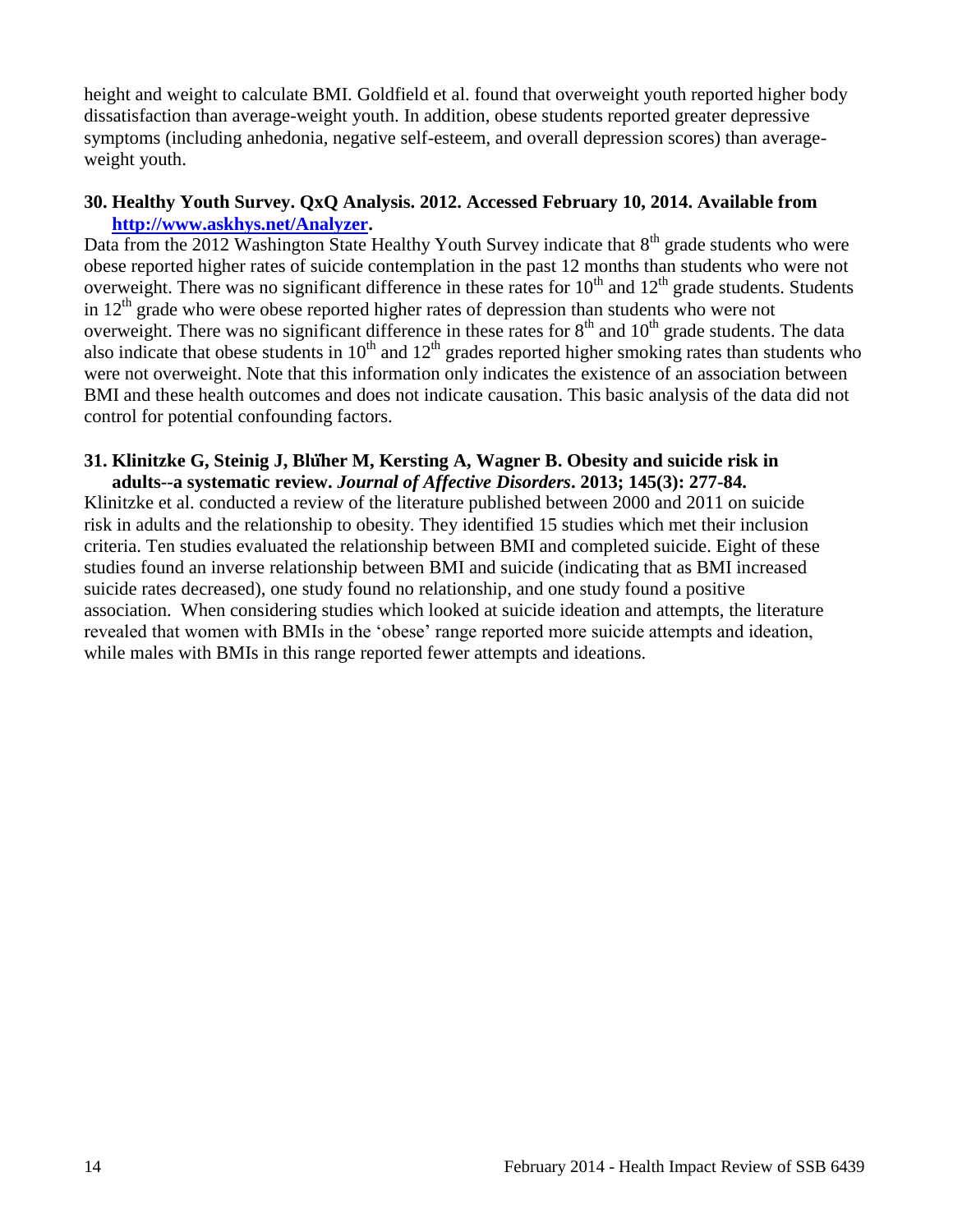height and weight to calculate BMI. Goldfield et al. found that overweight youth reported higher body dissatisfaction than average-weight youth. In addition, obese students reported greater depressive symptoms (including anhedonia, negative self-esteem, and overall depression scores) than average-weight youth.

**30. Healthy Youth Survey. QxQ Analysis. 2012. Accessed February 10, 2014. Available from [http://www.askhys.net/Analyzer](http://www.askhys.net/Analyzer).**

Data from the 2012 Washington State Healthy Youth Survey indicate that 8th grade students who were obese reported higher rates of suicide contemplation in the past 12 months than students who were not overweight. There was no significant difference in these rates for 10th and 12th grade students. Students in 12th grade who were obese reported higher rates of depression than students who were not overweight. There was no significant difference in these rates for 8th and 10th grade students. The data also indicate that obese students in 10th and 12th grades reported higher smoking rates than students who were not overweight. Note that this information only indicates the existence of an association between BMI and these health outcomes and does not indicate causation. This basic analysis of the data did not control for potential confounding factors.

**31. Klinitzke G, Steinig J, Blüher M, Kersting A, Wagner B. Obesity and suicide risk in adults--a systematic review. *Journal of Affective Disorders*. 2013; 145(3): 277-84.**

Klinitzke et al. conducted a review of the literature published between 2000 and 2011 on suicide risk in adults and the relationship to obesity. They identified 15 studies which met their inclusion criteria. Ten studies evaluated the relationship between BMI and completed suicide. Eight of these studies found an inverse relationship between BMI and suicide (indicating that as BMI increased suicide rates decreased), one study found no relationship, and one study found a positive association. When considering studies which looked at suicide ideation and attempts, the literature revealed that women with BMIs in the 'obese' range reported more suicide attempts and ideation, while males with BMIs in this range reported fewer attempts and ideations.